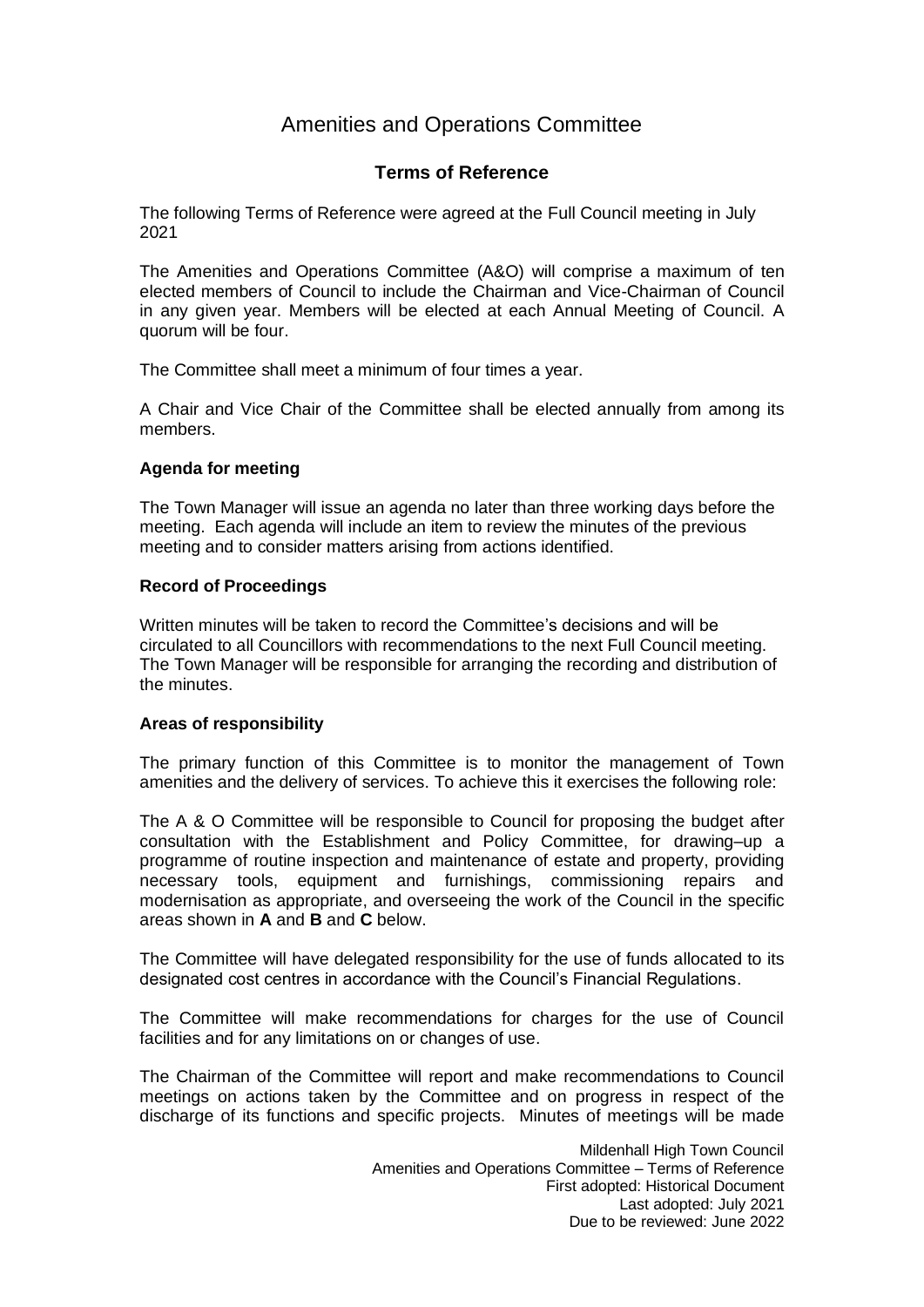# Amenities and Operations Committee

## Terms of Reference

The following Terms of Reference were agreed at the Full Council meeting in July 2021

The Amenities and Operations Committee (A&O) will comprise a maximum of ten elected members of Council to include the Chairman and Vice-Chairman of Council in any given year. Members will be elected at each Annual Meeting of Council. A quorum will be four.

The Committee shall meet a minimum of four times a year.

A Chair and Vice Chair of the Committee shall be elected annually from among its members.

### Agenda for meeting

The Town Manager will issue an agenda no later than three working days before the meeting. Each agenda will include an item to review the minutes of the previous meeting and to consider matters arising from actions identified.

### Record of Proceedings

Written minutes will be taken to record the Committee's decisions and will be circulated to all Councillors with recommendations to the next Full Council meeting. The Town Manager will be responsible for arranging the recording and distribution of the minutes.

### Areas of responsibility

The primary function of this Committee is to monitor the management of Town amenities and the delivery of services. To achieve this it exercises the following role:

The A & O Committee will be responsible to Council for proposing the budget after consultation with the Establishment and Policy Committee, for drawing–up a programme of routine inspection and maintenance of estate and property, providing necessary tools, equipment and furnishings, commissioning repairs and modernisation as appropriate, and overseeing the work of the Council in the specific areas shown in **A** and **B** and **C** below.

The Committee will have delegated responsibility for the use of funds allocated to its designated cost centres in accordance with the Council's Financial Regulations.

The Committee will make recommendations for charges for the use of Council facilities and for any limitations on or changes of use.

The Chairman of the Committee will report and make recommendations to Council meetings on actions taken by the Committee and on progress in respect of the discharge of its functions and specific projects. Minutes of meetings will be made

Mildenhall High Town Council
Amenities and Operations Committee – Terms of Reference
First adopted: Historical Document
Last adopted: July 2021
Due to be reviewed: June 2022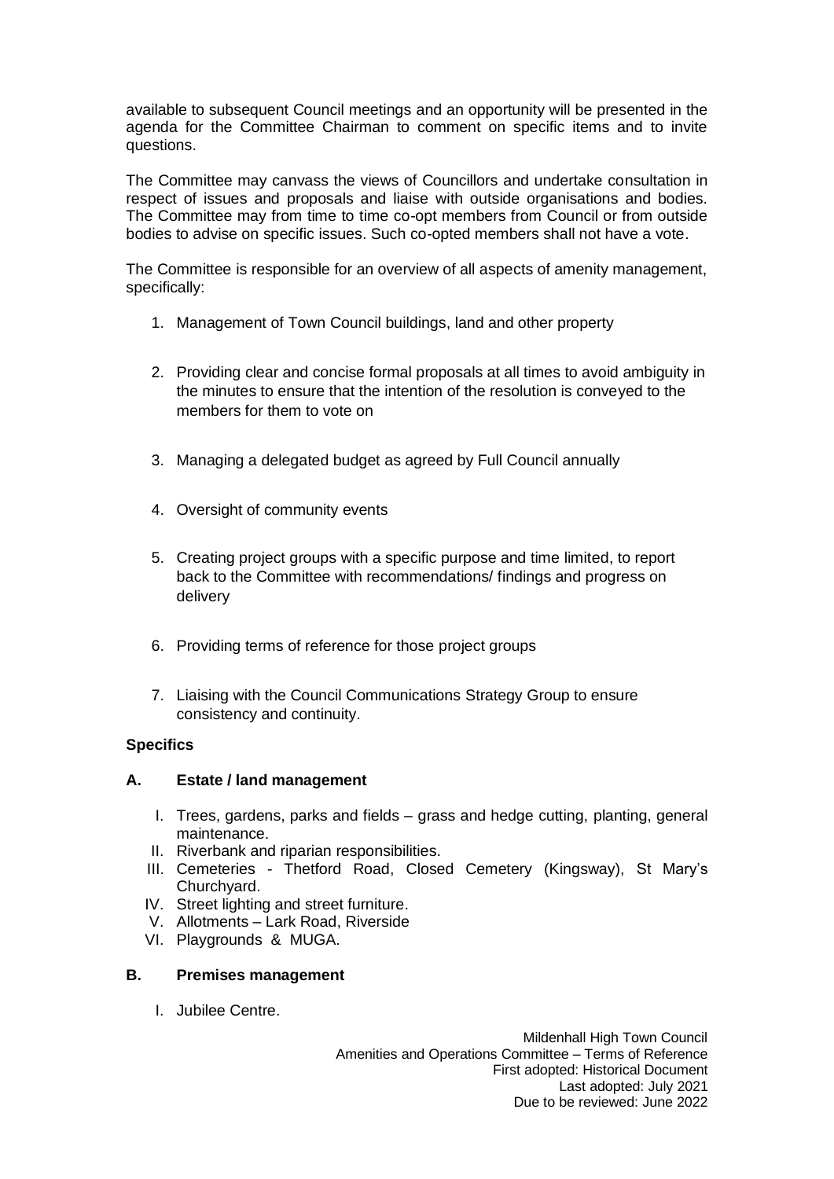available to subsequent Council meetings and an opportunity will be presented in the agenda for the Committee Chairman to comment on specific items and to invite questions.

The Committee may canvass the views of Councillors and undertake consultation in respect of issues and proposals and liaise with outside organisations and bodies. The Committee may from time to time co-opt members from Council or from outside bodies to advise on specific issues. Such co-opted members shall not have a vote.

The Committee is responsible for an overview of all aspects of amenity management, specifically:

1. Management of Town Council buildings, land and other property
2. Providing clear and concise formal proposals at all times to avoid ambiguity in the minutes to ensure that the intention of the resolution is conveyed to the members for them to vote on
3. Managing a delegated budget as agreed by Full Council annually
4. Oversight of community events
5. Creating project groups with a specific purpose and time limited, to report back to the Committee with recommendations/ findings and progress on delivery
6. Providing terms of reference for those project groups
7. Liaising with the Council Communications Strategy Group to ensure consistency and continuity.

**Specifics**

**A. Estate / land management**

I. Trees, gardens, parks and fields – grass and hedge cutting, planting, general maintenance.
II. Riverbank and riparian responsibilities.
III. Cemeteries - Thetford Road, Closed Cemetery (Kingsway), St Mary's Churchyard.
IV. Street lighting and street furniture.
V. Allotments – Lark Road, Riverside
VI. Playgrounds & MUGA.

**B. Premises management**

I. Jubilee Centre.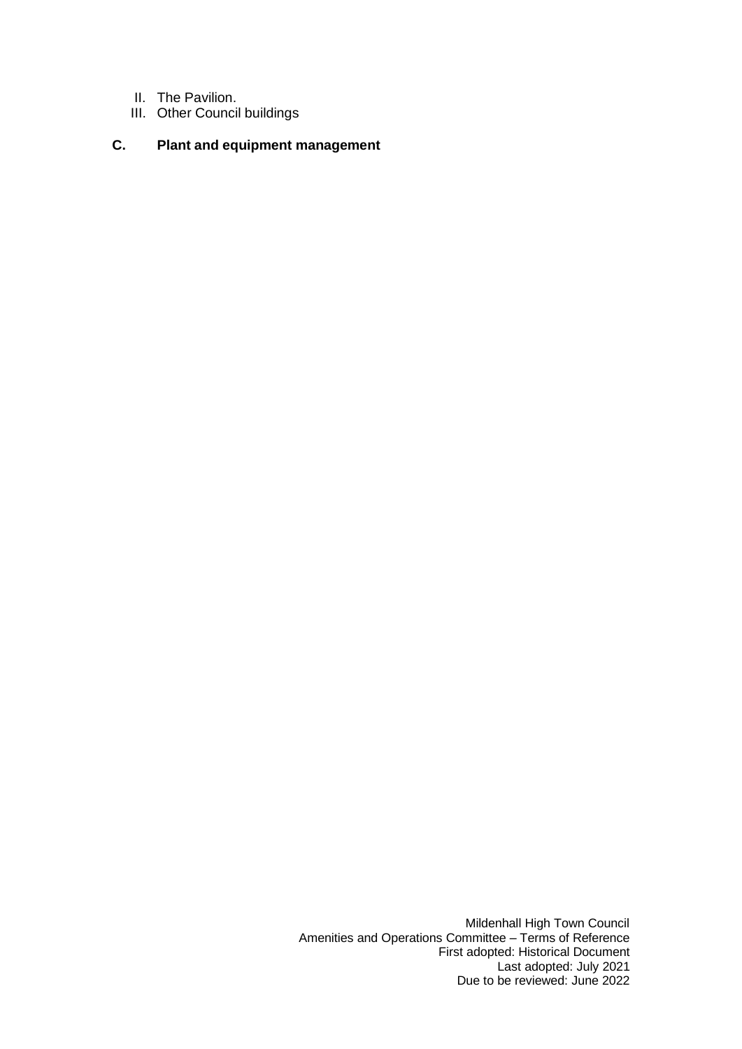II. The Pavilion.

III. Other Council buildings

**C. Plant and equipment management**

Mildenhall High Town Council
Amenities and Operations Committee – Terms of Reference
First adopted: Historical Document
Last adopted: July 2021
Due to be reviewed: June 2022